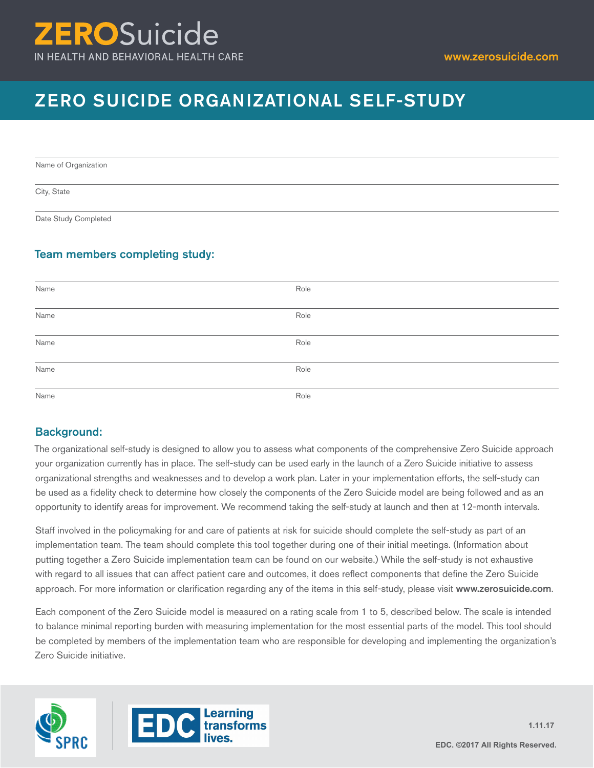# ZEROSuicide

IN HEALTH AND BEHAVIORAL HEALTH CARE

www.zerosuicide.com

## ZERO SUICIDE ORGANIZATIONAL SELF-STUDY

Name of Organization

City, State

Date Study Completed

### Team members completing study:

| Name | Role |
|---|---|
| Name | Role |
| Name | Role |
| Name | Role |
| Name | Role |

### Background:

The organizational self-study is designed to allow you to assess what components of the comprehensive Zero Suicide approach your organization currently has in place. The self-study can be used early in the launch of a Zero Suicide initiative to assess organizational strengths and weaknesses and to develop a work plan. Later in your implementation efforts, the self-study can be used as a fidelity check to determine how closely the components of the Zero Suicide model are being followed and as an opportunity to identify areas for improvement. We recommend taking the self-study at launch and then at 12-month intervals.

Staff involved in the policymaking for and care of patients at risk for suicide should complete the self-study as part of an implementation team. The team should complete this tool together during one of their initial meetings. (Information about putting together a Zero Suicide implementation team can be found on our website.) While the self-study is not exhaustive with regard to all issues that can affect patient care and outcomes, it does reflect components that define the Zero Suicide approach. For more information or clarification regarding any of the items in this self-study, please visit **www.zerosuicide.com**.

Each component of the Zero Suicide model is measured on a rating scale from 1 to 5, described below. The scale is intended to balance minimal reporting burden with measuring implementation for the most essential parts of the model. This tool should be completed by members of the implementation team who are responsible for developing and implementing the organization's Zero Suicide initiative.

SPRC

EDC Learning transforms lives.

**1.11.17**

**EDC. ©2017 All Rights Reserved.**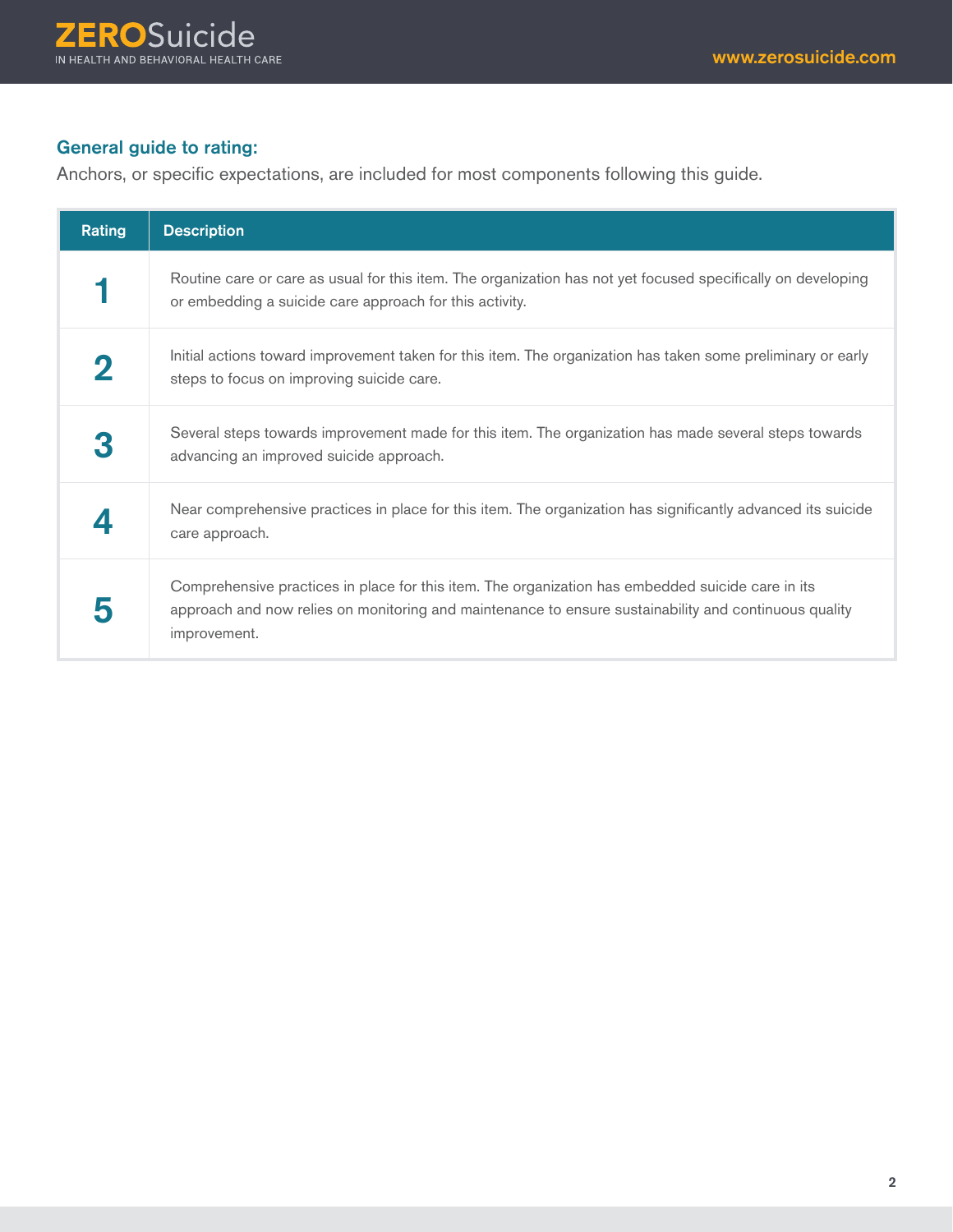### General guide to rating:

Anchors, or specific expectations, are included for most components following this guide.

| Rating | Description |
|---|---|
| 1 | Routine care or care as usual for this item. The organization has not yet focused specifically on developing or embedding a suicide care approach for this activity. |
| 2 | Initial actions toward improvement taken for this item. The organization has taken some preliminary or early steps to focus on improving suicide care. |
| 3 | Several steps towards improvement made for this item. The organization has made several steps towards advancing an improved suicide approach. |
| 4 | Near comprehensive practices in place for this item. The organization has significantly advanced its suicide care approach. |
| 5 | Comprehensive practices in place for this item. The organization has embedded suicide care in its approach and now relies on monitoring and maintenance to ensure sustainability and continuous quality improvement. |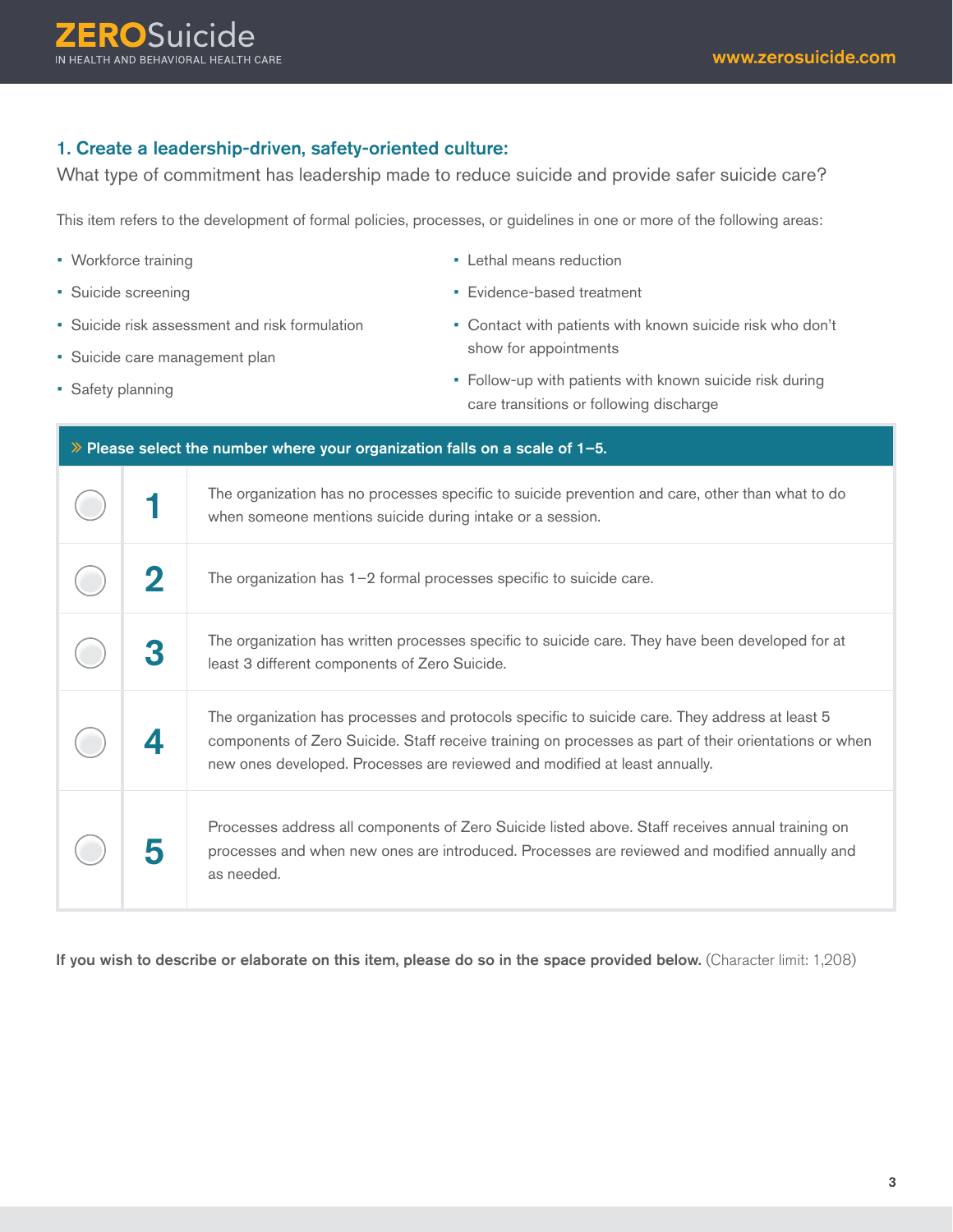### 1. Create a leadership-driven, safety-oriented culture:

What type of commitment has leadership made to reduce suicide and provide safer suicide care?

This item refers to the development of formal policies, processes, or guidelines in one or more of the following areas:

- Workforce training
- Suicide screening
- Suicide risk assessment and risk formulation
- Suicide care management plan
- Safety planning
- Lethal means reduction
- Evidence-based treatment
- Contact with patients with known suicide risk who don't show for appointments
- Follow-up with patients with known suicide risk during care transitions or following discharge

**» Please select the number where your organization falls on a scale of 1–5.**

| | | |
|---|---|---|
| ○ | **1** | The organization has no processes specific to suicide prevention and care, other than what to do when someone mentions suicide during intake or a session. |
| ○ | **2** | The organization has 1–2 formal processes specific to suicide care. |
| ○ | **3** | The organization has written processes specific to suicide care. They have been developed for at least 3 different components of Zero Suicide. |
| ○ | **4** | The organization has processes and protocols specific to suicide care. They address at least 5 components of Zero Suicide. Staff receive training on processes as part of their orientations or when new ones developed. Processes are reviewed and modified at least annually. |
| ○ | **5** | Processes address all components of Zero Suicide listed above. Staff receives annual training on processes and when new ones are introduced. Processes are reviewed and modified annually and as needed. |

**If you wish to describe or elaborate on this item, please do so in the space provided below.** (Character limit: 1,208)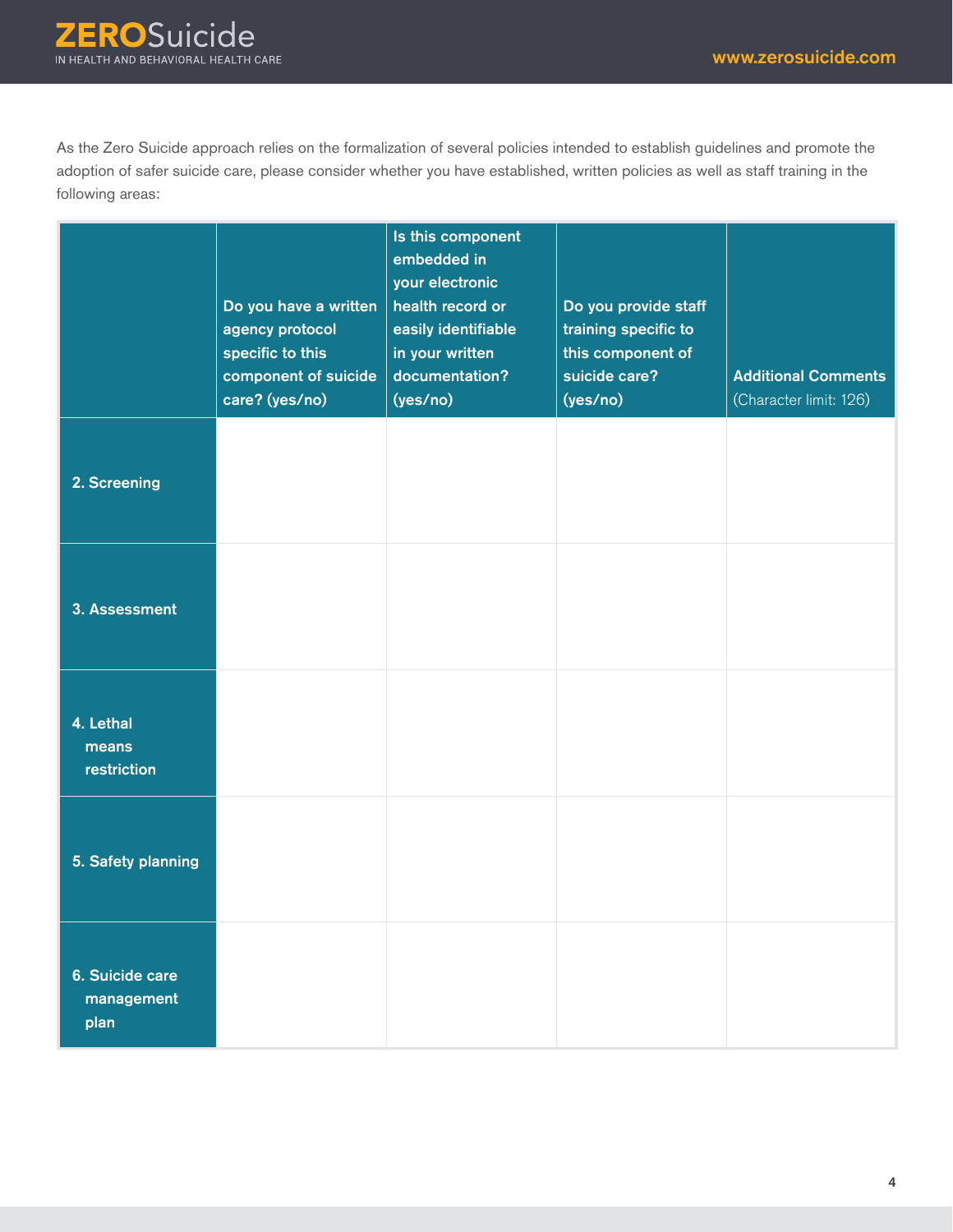As the Zero Suicide approach relies on the formalization of several policies intended to establish guidelines and promote the adoption of safer suicide care, please consider whether you have established, written policies as well as staff training in the following areas:

| | Do you have a written agency protocol specific to this component of suicide care? (yes/no) | Is this component embedded in your electronic health record or easily identifiable in your written documentation? (yes/no) | Do you provide staff training specific to this component of suicide care? (yes/no) | Additional Comments (Character limit: 126) |
|---|---|---|---|---|
| 2. Screening | | | | |
| 3. Assessment | | | | |
| 4. Lethal means restriction | | | | |
| 5. Safety planning | | | | |
| 6. Suicide care management plan | | | | |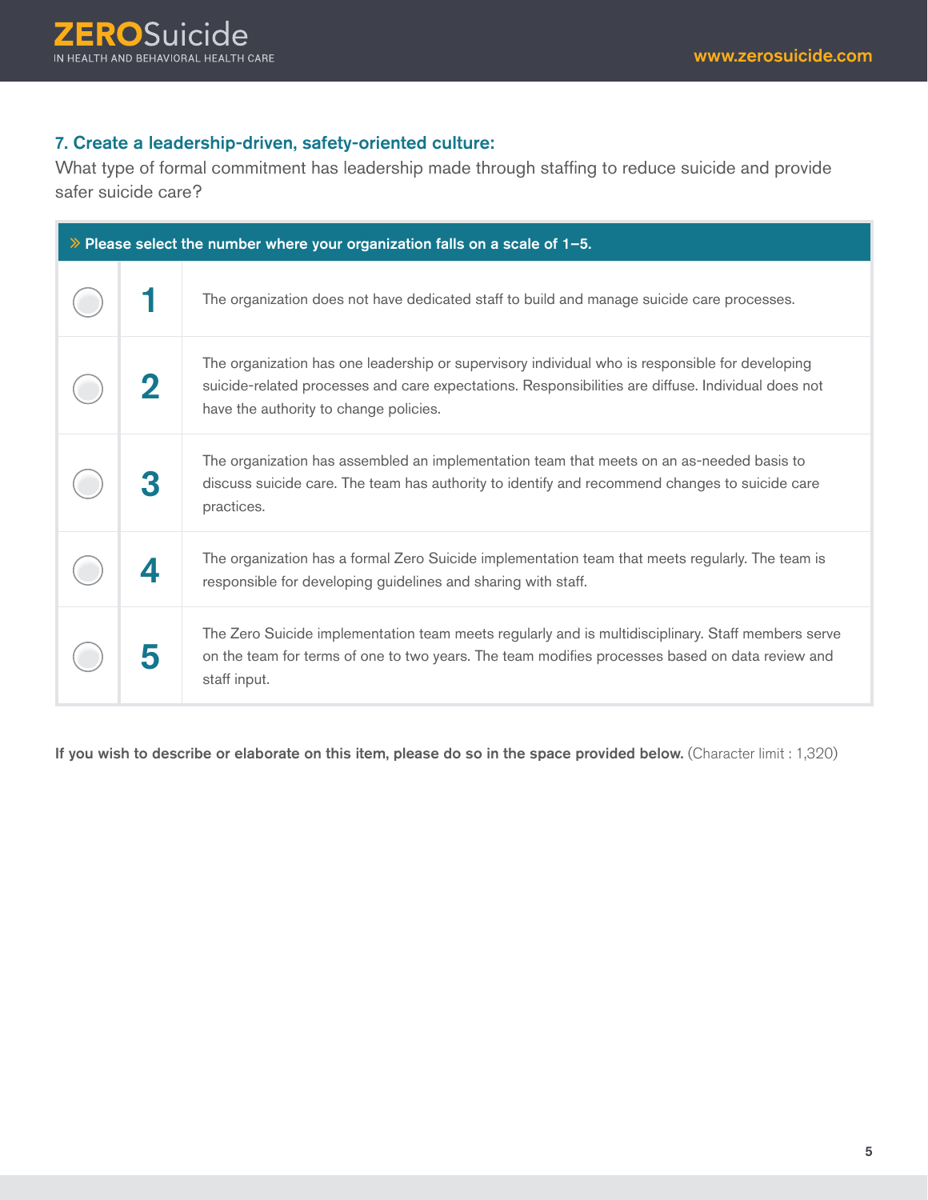### 7. Create a leadership-driven, safety-oriented culture:

What type of formal commitment has leadership made through staffing to reduce suicide and provide safer suicide care?

| » Please select the number where your organization falls on a scale of 1–5. | | |
|---|---|---|
| ○ | 1 | The organization does not have dedicated staff to build and manage suicide care processes. |
| ○ | 2 | The organization has one leadership or supervisory individual who is responsible for developing suicide-related processes and care expectations. Responsibilities are diffuse. Individual does not have the authority to change policies. |
| ○ | 3 | The organization has assembled an implementation team that meets on an as-needed basis to discuss suicide care. The team has authority to identify and recommend changes to suicide care practices. |
| ○ | 4 | The organization has a formal Zero Suicide implementation team that meets regularly. The team is responsible for developing guidelines and sharing with staff. |
| ○ | 5 | The Zero Suicide implementation team meets regularly and is multidisciplinary. Staff members serve on the team for terms of one to two years. The team modifies processes based on data review and staff input. |

**If you wish to describe or elaborate on this item, please do so in the space provided below.** (Character limit : 1,320)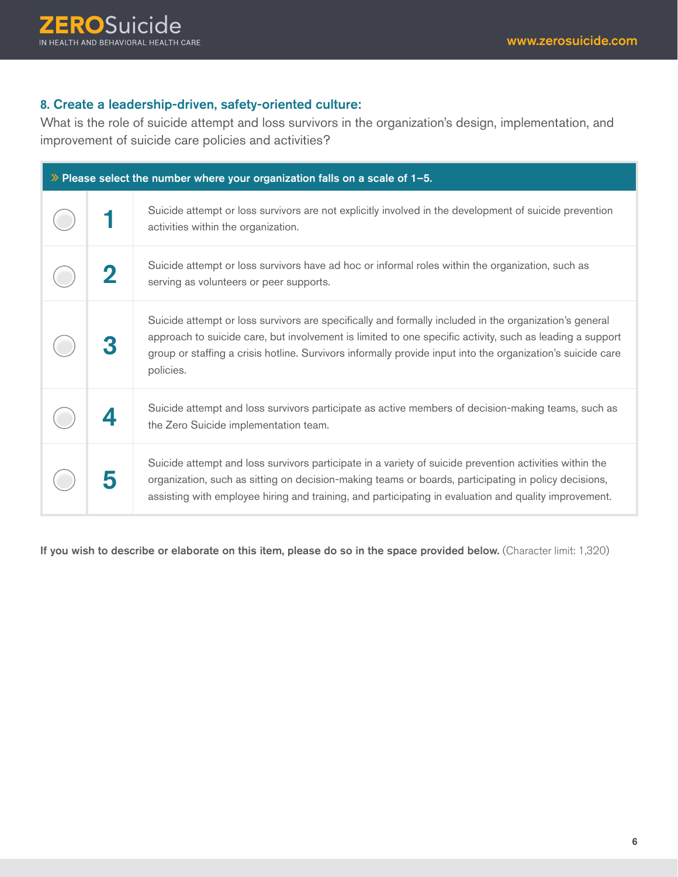### 8. Create a leadership-driven, safety-oriented culture:

What is the role of suicide attempt and loss survivors in the organization's design, implementation, and improvement of suicide care policies and activities?

| » Please select the number where your organization falls on a scale of 1–5. | | |
|---|---|---|
| ○ | 1 | Suicide attempt or loss survivors are not explicitly involved in the development of suicide prevention activities within the organization. |
| ○ | 2 | Suicide attempt or loss survivors have ad hoc or informal roles within the organization, such as serving as volunteers or peer supports. |
| ○ | 3 | Suicide attempt or loss survivors are specifically and formally included in the organization's general approach to suicide care, but involvement is limited to one specific activity, such as leading a support group or staffing a crisis hotline. Survivors informally provide input into the organization's suicide care policies. |
| ○ | 4 | Suicide attempt and loss survivors participate as active members of decision-making teams, such as the Zero Suicide implementation team. |
| ○ | 5 | Suicide attempt and loss survivors participate in a variety of suicide prevention activities within the organization, such as sitting on decision-making teams or boards, participating in policy decisions, assisting with employee hiring and training, and participating in evaluation and quality improvement. |

**If you wish to describe or elaborate on this item, please do so in the space provided below.** (Character limit: 1,320)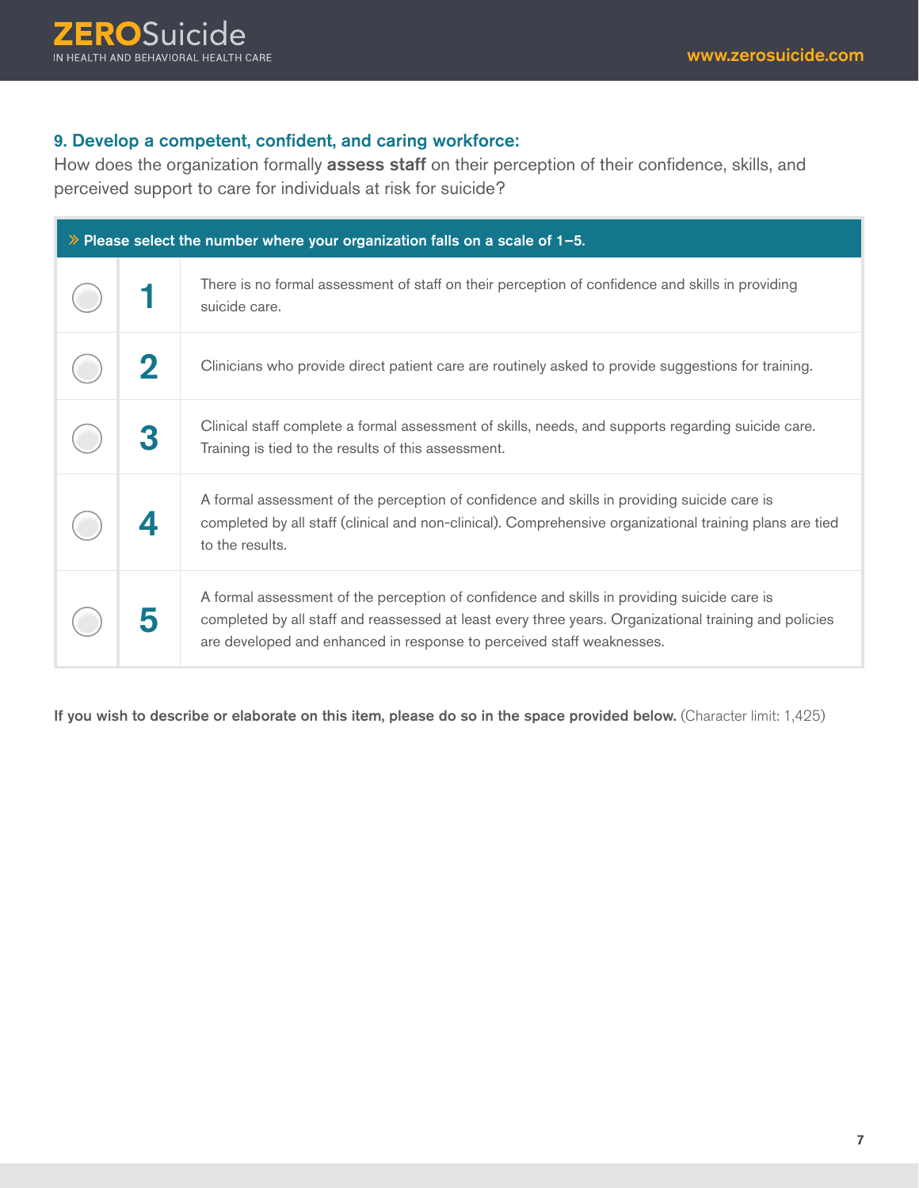### 9. Develop a competent, confident, and caring workforce:

How does the organization formally **assess staff** on their perception of their confidence, skills, and perceived support to care for individuals at risk for suicide?

| | | » Please select the number where your organization falls on a scale of 1–5. |
|---|---|---|
| ○ | 1 | There is no formal assessment of staff on their perception of confidence and skills in providing suicide care. |
| ○ | 2 | Clinicians who provide direct patient care are routinely asked to provide suggestions for training. |
| ○ | 3 | Clinical staff complete a formal assessment of skills, needs, and supports regarding suicide care. Training is tied to the results of this assessment. |
| ○ | 4 | A formal assessment of the perception of confidence and skills in providing suicide care is completed by all staff (clinical and non-clinical). Comprehensive organizational training plans are tied to the results. |
| ○ | 5 | A formal assessment of the perception of confidence and skills in providing suicide care is completed by all staff and reassessed at least every three years. Organizational training and policies are developed and enhanced in response to perceived staff weaknesses. |

**If you wish to describe or elaborate on this item, please do so in the space provided below.** (Character limit: 1,425)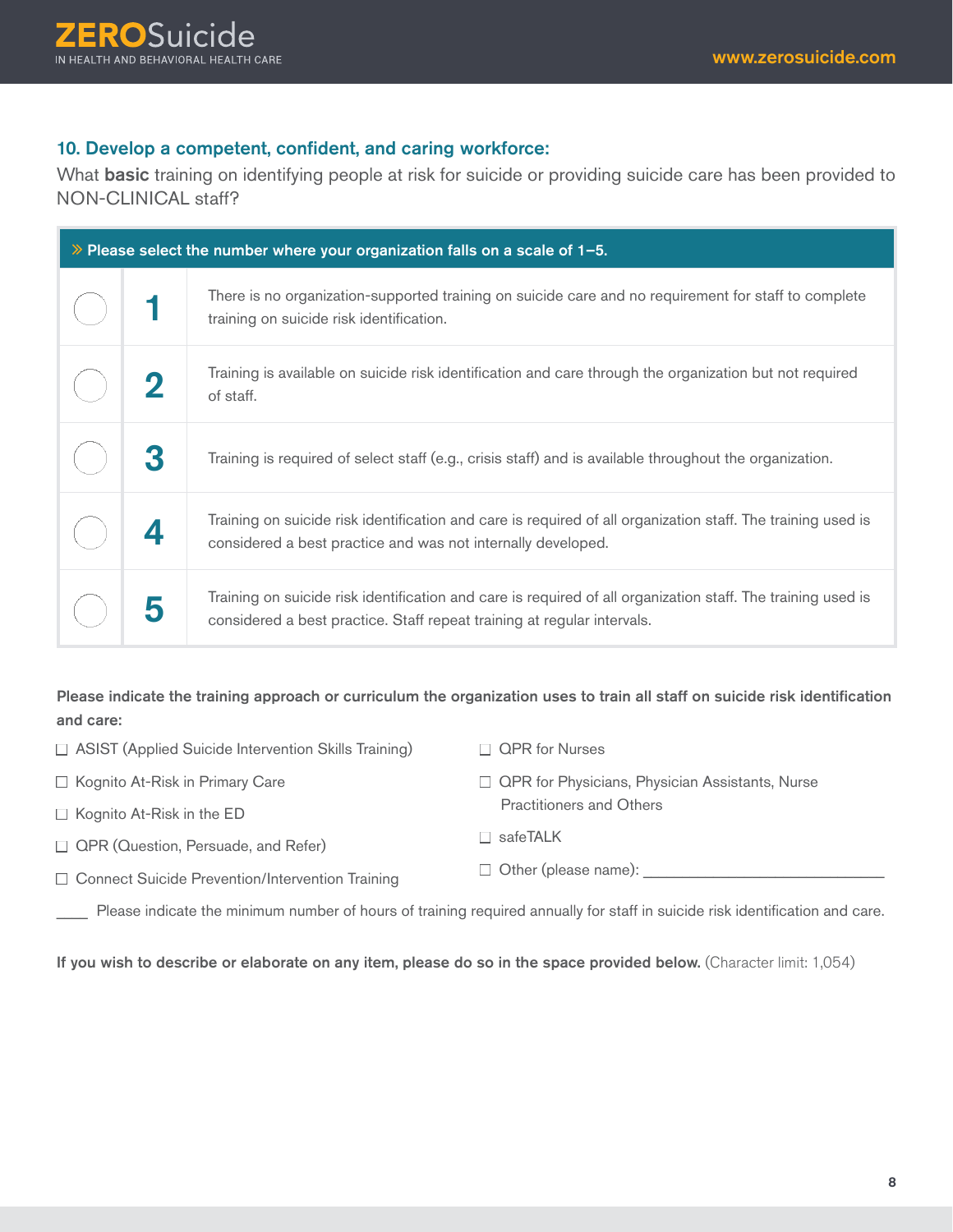### 10. Develop a competent, confident, and caring workforce:

What **basic** training on identifying people at risk for suicide or providing suicide care has been provided to NON-CLINICAL staff?

| » Please select the number where your organization falls on a scale of 1–5. | | |
|---|---|---|
| ◯ | **1** | There is no organization-supported training on suicide care and no requirement for staff to complete training on suicide risk identification. |
| ◯ | **2** | Training is available on suicide risk identification and care through the organization but not required of staff. |
| ◯ | **3** | Training is required of select staff (e.g., crisis staff) and is available throughout the organization. |
| ◯ | **4** | Training on suicide risk identification and care is required of all organization staff. The training used is considered a best practice and was not internally developed. |
| ◯ | **5** | Training on suicide risk identification and care is required of all organization staff. The training used is considered a best practice. Staff repeat training at regular intervals. |

**Please indicate the training approach or curriculum the organization uses to train all staff on suicide risk identification and care:**

- ☐ ASIST (Applied Suicide Intervention Skills Training)
- ☐ Kognito At-Risk in Primary Care
- ☐ Kognito At-Risk in the ED
- ☐ QPR (Question, Persuade, and Refer)
- ☐ Connect Suicide Prevention/Intervention Training
- ☐ QPR for Nurses
- ☐ QPR for Physicians, Physician Assistants, Nurse Practitioners and Others
- ☐ safeTALK
- ☐ Other (please name): ____________________________

____ Please indicate the minimum number of hours of training required annually for staff in suicide risk identification and care.

**If you wish to describe or elaborate on any item, please do so in the space provided below.** (Character limit: 1,054)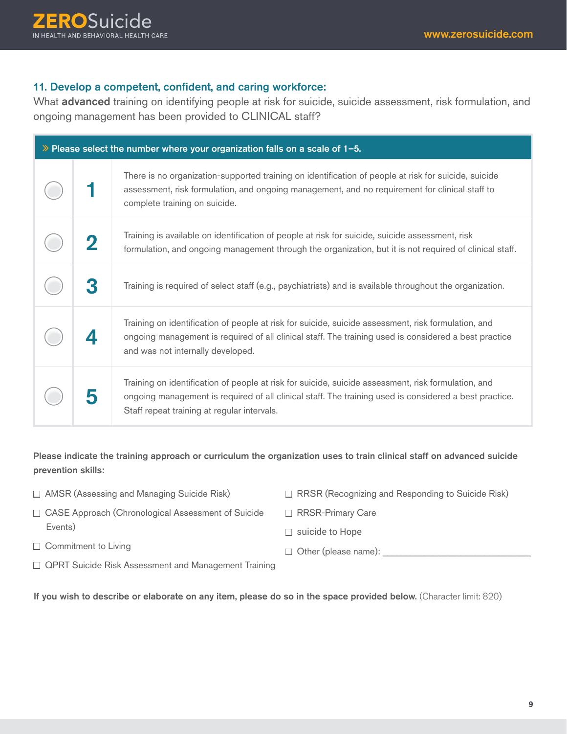### 11. Develop a competent, confident, and caring workforce:

What **advanced** training on identifying people at risk for suicide, suicide assessment, risk formulation, and ongoing management has been provided to CLINICAL staff?

» **Please select the number where your organization falls on a scale of 1–5.**

| | | |
|---|---|---|
| ○ | **1** | There is no organization-supported training on identification of people at risk for suicide, suicide assessment, risk formulation, and ongoing management, and no requirement for clinical staff to complete training on suicide. |
| ○ | **2** | Training is available on identification of people at risk for suicide, suicide assessment, risk formulation, and ongoing management through the organization, but it is not required of clinical staff. |
| ○ | **3** | Training is required of select staff (e.g., psychiatrists) and is available throughout the organization. |
| ○ | **4** | Training on identification of people at risk for suicide, suicide assessment, risk formulation, and ongoing management is required of all clinical staff. The training used is considered a best practice and was not internally developed. |
| ○ | **5** | Training on identification of people at risk for suicide, suicide assessment, risk formulation, and ongoing management is required of all clinical staff. The training used is considered a best practice. Staff repeat training at regular intervals. |

**Please indicate the training approach or curriculum the organization uses to train clinical staff on advanced suicide prevention skills:**

- ☐ AMSR (Assessing and Managing Suicide Risk)
- ☐ CASE Approach (Chronological Assessment of Suicide Events)
- ☐ Commitment to Living
- ☐ QPRT Suicide Risk Assessment and Management Training
- ☐ RRSR (Recognizing and Responding to Suicide Risk)
- ☐ RRSR-Primary Care
- ☐ suicide to Hope
- ☐ Other (please name): ______________________________

**If you wish to describe or elaborate on any item, please do so in the space provided below.** (Character limit: 820)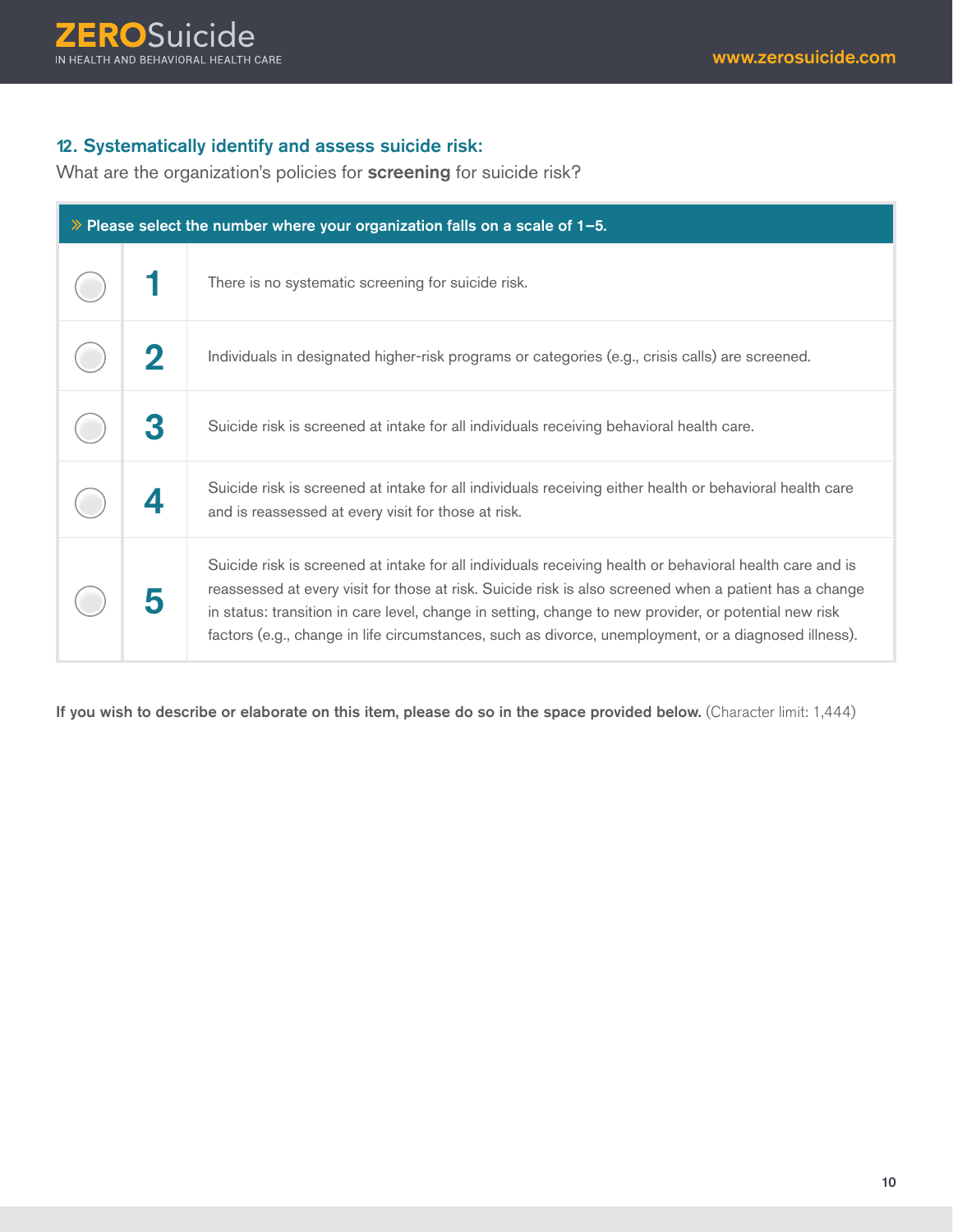### 12. Systematically identify and assess suicide risk:

What are the organization's policies for **screening** for suicide risk?

| » Please select the number where your organization falls on a scale of 1–5. | | |
|---|---|---|
| ○ | **1** | There is no systematic screening for suicide risk. |
| ○ | **2** | Individuals in designated higher-risk programs or categories (e.g., crisis calls) are screened. |
| ○ | **3** | Suicide risk is screened at intake for all individuals receiving behavioral health care. |
| ○ | **4** | Suicide risk is screened at intake for all individuals receiving either health or behavioral health care and is reassessed at every visit for those at risk. |
| ○ | **5** | Suicide risk is screened at intake for all individuals receiving health or behavioral health care and is reassessed at every visit for those at risk. Suicide risk is also screened when a patient has a change in status: transition in care level, change in setting, change to new provider, or potential new risk factors (e.g., change in life circumstances, such as divorce, unemployment, or a diagnosed illness). |

**If you wish to describe or elaborate on this item, please do so in the space provided below.** (Character limit: 1,444)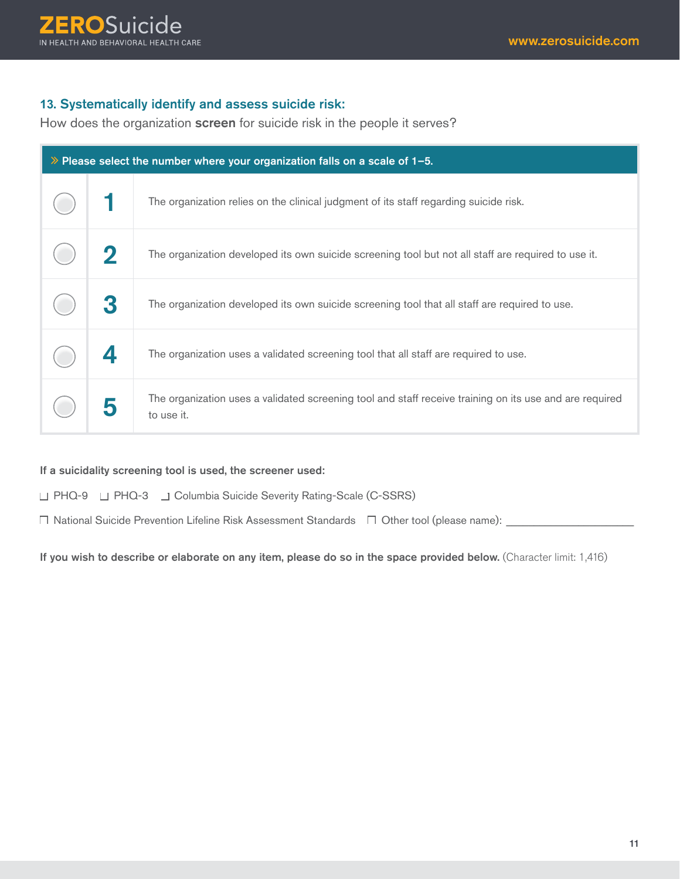### 13. Systematically identify and assess suicide risk:

How does the organization **screen** for suicide risk in the people it serves?

| » Please select the number where your organization falls on a scale of 1–5. | | |
|---|---|---|
| ○ | **1** | The organization relies on the clinical judgment of its staff regarding suicide risk. |
| ○ | **2** | The organization developed its own suicide screening tool but not all staff are required to use it. |
| ○ | **3** | The organization developed its own suicide screening tool that all staff are required to use. |
| ○ | **4** | The organization uses a validated screening tool that all staff are required to use. |
| ○ | **5** | The organization uses a validated screening tool and staff receive training on its use and are required to use it. |

**If a suicidality screening tool is used, the screener used:**

☐ PHQ-9 ☐ PHQ-3 ☐ Columbia Suicide Severity Rating-Scale (C-SSRS)

☐ National Suicide Prevention Lifeline Risk Assessment Standards ☐ Other tool (please name): ____________________

**If you wish to describe or elaborate on any item, please do so in the space provided below.** (Character limit: 1,416)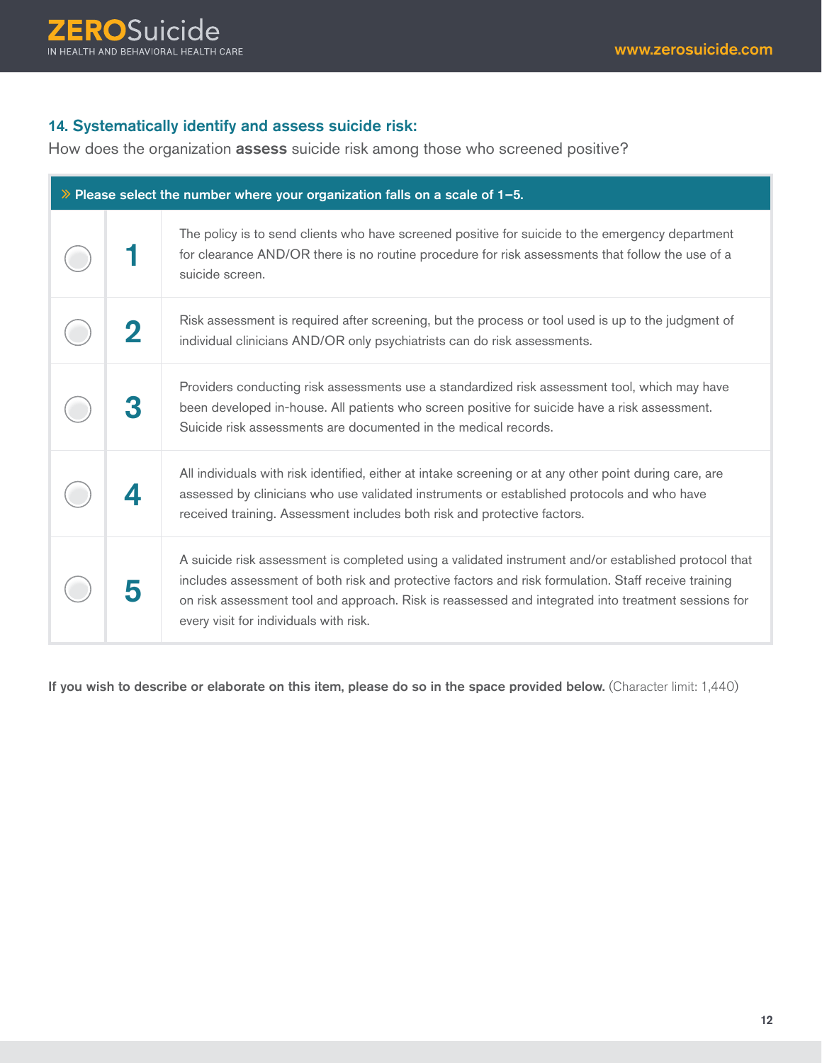### 14. Systematically identify and assess suicide risk:

How does the organization **assess** suicide risk among those who screened positive?

**» Please select the number where your organization falls on a scale of 1–5.**

| | | |
|---|---|---|
| ◯ | **1** | The policy is to send clients who have screened positive for suicide to the emergency department for clearance AND/OR there is no routine procedure for risk assessments that follow the use of a suicide screen. |
| ◯ | **2** | Risk assessment is required after screening, but the process or tool used is up to the judgment of individual clinicians AND/OR only psychiatrists can do risk assessments. |
| ◯ | **3** | Providers conducting risk assessments use a standardized risk assessment tool, which may have been developed in-house. All patients who screen positive for suicide have a risk assessment. Suicide risk assessments are documented in the medical records. |
| ◯ | **4** | All individuals with risk identified, either at intake screening or at any other point during care, are assessed by clinicians who use validated instruments or established protocols and who have received training. Assessment includes both risk and protective factors. |
| ◯ | **5** | A suicide risk assessment is completed using a validated instrument and/or established protocol that includes assessment of both risk and protective factors and risk formulation. Staff receive training on risk assessment tool and approach. Risk is reassessed and integrated into treatment sessions for every visit for individuals with risk. |

**If you wish to describe or elaborate on this item, please do so in the space provided below.** (Character limit: 1,440)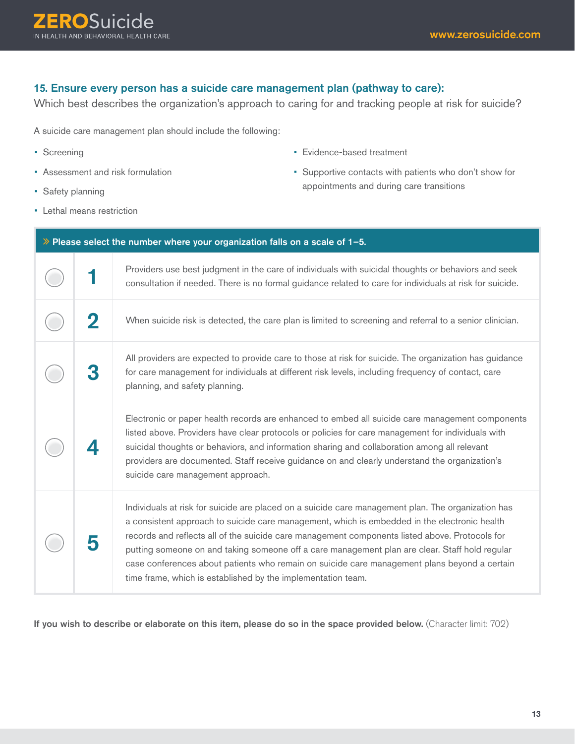### 15. Ensure every person has a suicide care management plan (pathway to care):

Which best describes the organization's approach to caring for and tracking people at risk for suicide?

A suicide care management plan should include the following:

- Screening
- Assessment and risk formulation
- Safety planning
- Lethal means restriction
- Evidence-based treatment
- Supportive contacts with patients who don't show for appointments and during care transitions

**» Please select the number where your organization falls on a scale of 1–5.**

| | | |
|---|---|---|
| ○ | 1 | Providers use best judgment in the care of individuals with suicidal thoughts or behaviors and seek consultation if needed. There is no formal guidance related to care for individuals at risk for suicide. |
| ○ | 2 | When suicide risk is detected, the care plan is limited to screening and referral to a senior clinician. |
| ○ | 3 | All providers are expected to provide care to those at risk for suicide. The organization has guidance for care management for individuals at different risk levels, including frequency of contact, care planning, and safety planning. |
| ○ | 4 | Electronic or paper health records are enhanced to embed all suicide care management components listed above. Providers have clear protocols or policies for care management for individuals with suicidal thoughts or behaviors, and information sharing and collaboration among all relevant providers are documented. Staff receive guidance on and clearly understand the organization's suicide care management approach. |
| ○ | 5 | Individuals at risk for suicide are placed on a suicide care management plan. The organization has a consistent approach to suicide care management, which is embedded in the electronic health records and reflects all of the suicide care management components listed above. Protocols for putting someone on and taking someone off a care management plan are clear. Staff hold regular case conferences about patients who remain on suicide care management plans beyond a certain time frame, which is established by the implementation team. |

**If you wish to describe or elaborate on this item, please do so in the space provided below.** (Character limit: 702)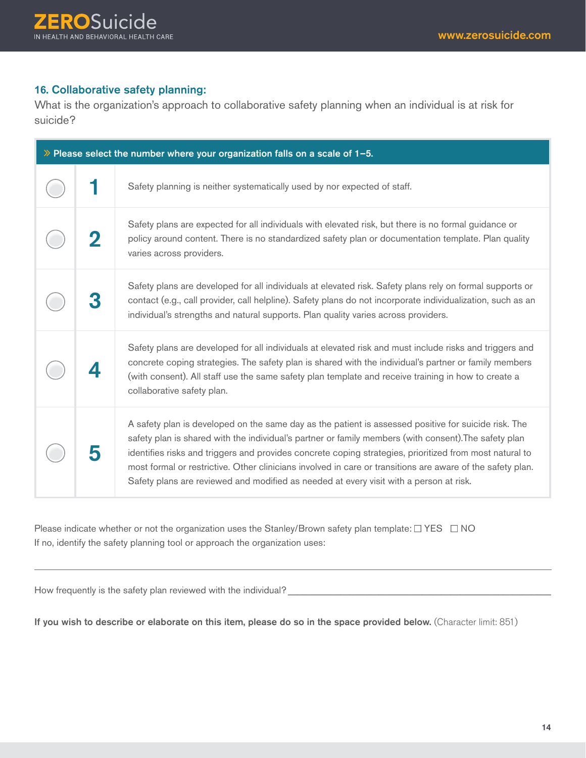### 16. Collaborative safety planning:

What is the organization's approach to collaborative safety planning when an individual is at risk for suicide?

| » Please select the number where your organization falls on a scale of 1–5. | | |
|---|---|---|
| ◯ | 1 | Safety planning is neither systematically used by nor expected of staff. |
| ◯ | 2 | Safety plans are expected for all individuals with elevated risk, but there is no formal guidance or policy around content. There is no standardized safety plan or documentation template. Plan quality varies across providers. |
| ◯ | 3 | Safety plans are developed for all individuals at elevated risk. Safety plans rely on formal supports or contact (e.g., call provider, call helpline). Safety plans do not incorporate individualization, such as an individual's strengths and natural supports. Plan quality varies across providers. |
| ◯ | 4 | Safety plans are developed for all individuals at elevated risk and must include risks and triggers and concrete coping strategies. The safety plan is shared with the individual's partner or family members (with consent). All staff use the same safety plan template and receive training in how to create a collaborative safety plan. |
| ◯ | 5 | A safety plan is developed on the same day as the patient is assessed positive for suicide risk. The safety plan is shared with the individual's partner or family members (with consent).The safety plan identifies risks and triggers and provides concrete coping strategies, prioritized from most natural to most formal or restrictive. Other clinicians involved in care or transitions are aware of the safety plan. Safety plans are reviewed and modified as needed at every visit with a person at risk. |

Please indicate whether or not the organization uses the Stanley/Brown safety plan template: ☐ YES ☐ NO

If no, identify the safety planning tool or approach the organization uses:

______________________________________________________________________

How frequently is the safety plan reviewed with the individual? ______________________________

**If you wish to describe or elaborate on this item, please do so in the space provided below.** (Character limit: 851)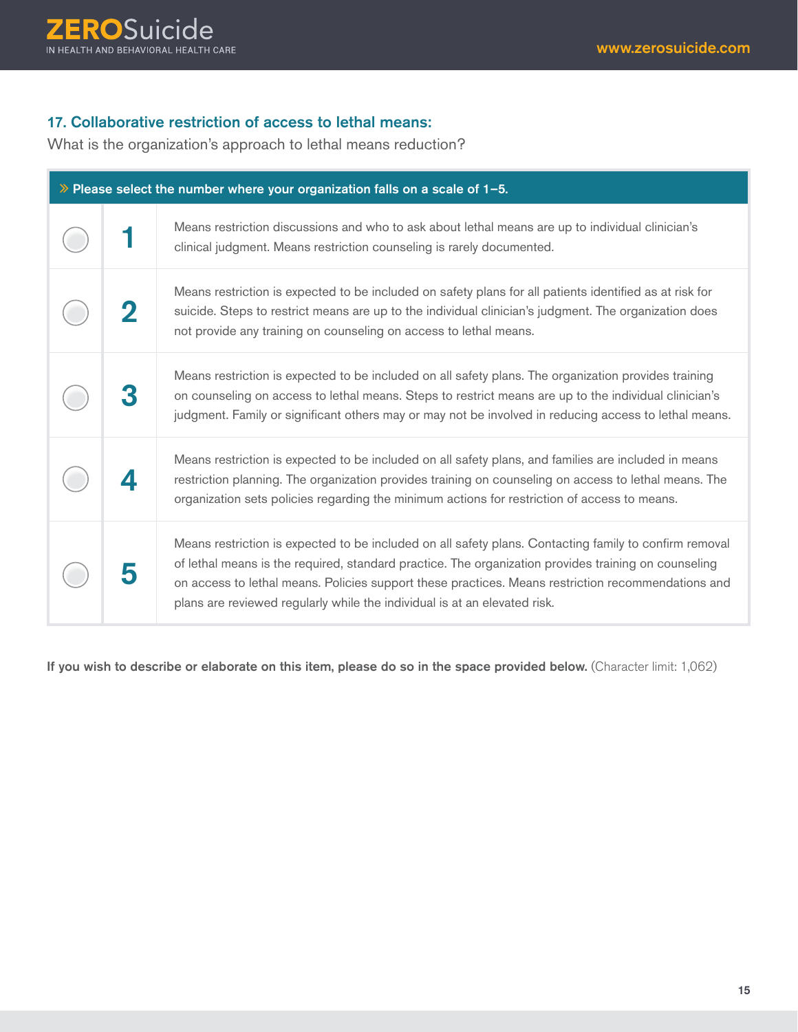### 17. Collaborative restriction of access to lethal means:

What is the organization's approach to lethal means reduction?

| » Please select the number where your organization falls on a scale of 1–5. | | |
|---|---|---|
| ◯ | **1** | Means restriction discussions and who to ask about lethal means are up to individual clinician's clinical judgment. Means restriction counseling is rarely documented. |
| ◯ | **2** | Means restriction is expected to be included on safety plans for all patients identified as at risk for suicide. Steps to restrict means are up to the individual clinician's judgment. The organization does not provide any training on counseling on access to lethal means. |
| ◯ | **3** | Means restriction is expected to be included on all safety plans. The organization provides training on counseling on access to lethal means. Steps to restrict means are up to the individual clinician's judgment. Family or significant others may or may not be involved in reducing access to lethal means. |
| ◯ | **4** | Means restriction is expected to be included on all safety plans, and families are included in means restriction planning. The organization provides training on counseling on access to lethal means. The organization sets policies regarding the minimum actions for restriction of access to means. |
| ◯ | **5** | Means restriction is expected to be included on all safety plans. Contacting family to confirm removal of lethal means is the required, standard practice. The organization provides training on counseling on access to lethal means. Policies support these practices. Means restriction recommendations and plans are reviewed regularly while the individual is at an elevated risk. |

**If you wish to describe or elaborate on this item, please do so in the space provided below.** (Character limit: 1,062)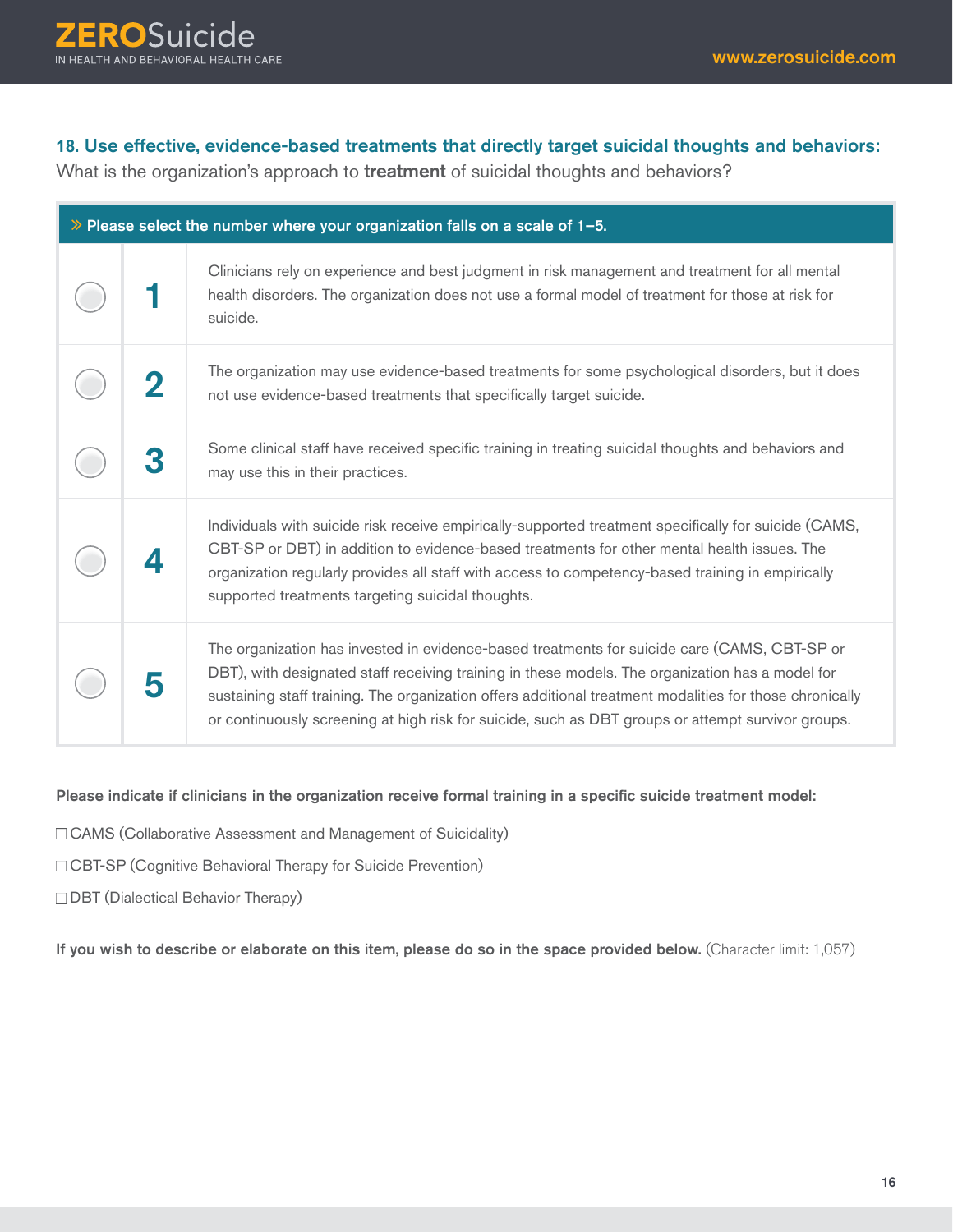### 18. Use effective, evidence-based treatments that directly target suicidal thoughts and behaviors:

What is the organization's approach to **treatment** of suicidal thoughts and behaviors?

**» Please select the number where your organization falls on a scale of 1–5.**

| | | |
|---|---|---|
| ○ | **1** | Clinicians rely on experience and best judgment in risk management and treatment for all mental health disorders. The organization does not use a formal model of treatment for those at risk for suicide. |
| ○ | **2** | The organization may use evidence-based treatments for some psychological disorders, but it does not use evidence-based treatments that specifically target suicide. |
| ○ | **3** | Some clinical staff have received specific training in treating suicidal thoughts and behaviors and may use this in their practices. |
| ○ | **4** | Individuals with suicide risk receive empirically-supported treatment specifically for suicide (CAMS, CBT-SP or DBT) in addition to evidence-based treatments for other mental health issues. The organization regularly provides all staff with access to competency-based training in empirically supported treatments targeting suicidal thoughts. |
| ○ | **5** | The organization has invested in evidence-based treatments for suicide care (CAMS, CBT-SP or DBT), with designated staff receiving training in these models. The organization has a model for sustaining staff training. The organization offers additional treatment modalities for those chronically or continuously screening at high risk for suicide, such as DBT groups or attempt survivor groups. |

**Please indicate if clinicians in the organization receive formal training in a specific suicide treatment model:**

- ☐ CAMS (Collaborative Assessment and Management of Suicidality)
- ☐ CBT-SP (Cognitive Behavioral Therapy for Suicide Prevention)
- ☐ DBT (Dialectical Behavior Therapy)

**If you wish to describe or elaborate on this item, please do so in the space provided below.** (Character limit: 1,057)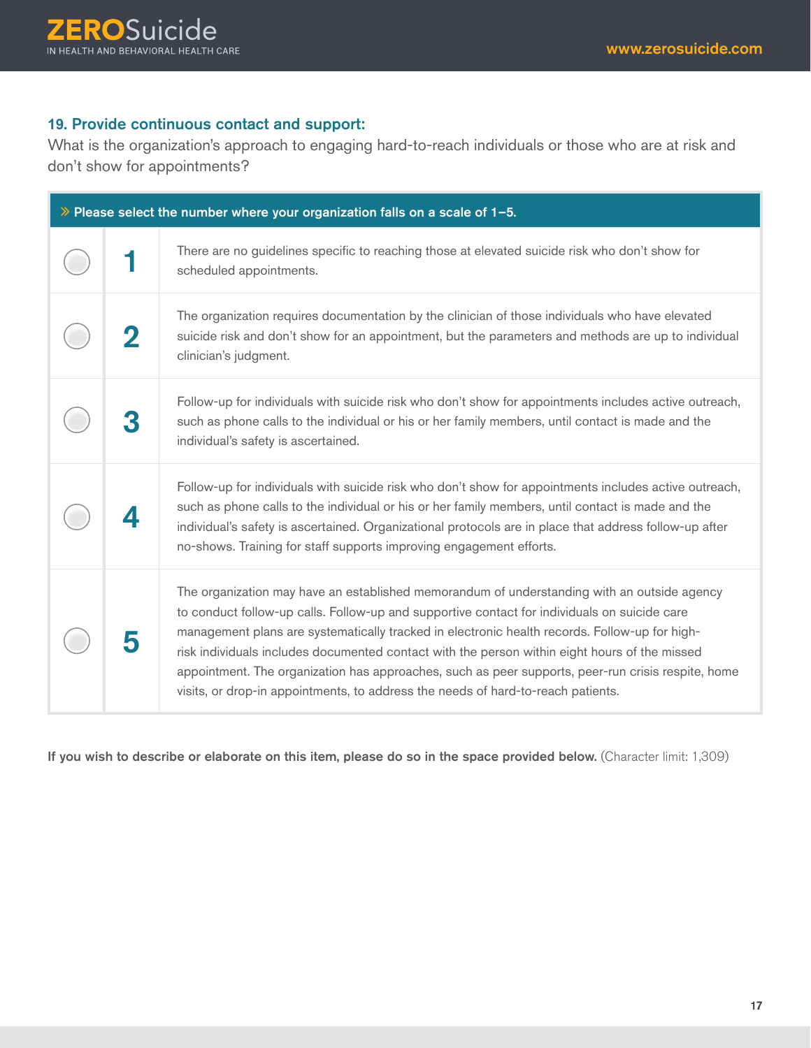### 19. Provide continuous contact and support:

What is the organization's approach to engaging hard-to-reach individuals or those who are at risk and don't show for appointments?

| » Please select the number where your organization falls on a scale of 1–5. | | |
|---|---|---|
| ○ | **1** | There are no guidelines specific to reaching those at elevated suicide risk who don't show for scheduled appointments. |
| ○ | **2** | The organization requires documentation by the clinician of those individuals who have elevated suicide risk and don't show for an appointment, but the parameters and methods are up to individual clinician's judgment. |
| ○ | **3** | Follow-up for individuals with suicide risk who don't show for appointments includes active outreach, such as phone calls to the individual or his or her family members, until contact is made and the individual's safety is ascertained. |
| ○ | **4** | Follow-up for individuals with suicide risk who don't show for appointments includes active outreach, such as phone calls to the individual or his or her family members, until contact is made and the individual's safety is ascertained. Organizational protocols are in place that address follow-up after no-shows. Training for staff supports improving engagement efforts. |
| ○ | **5** | The organization may have an established memorandum of understanding with an outside agency to conduct follow-up calls. Follow-up and supportive contact for individuals on suicide care management plans are systematically tracked in electronic health records. Follow-up for high-risk individuals includes documented contact with the person within eight hours of the missed appointment. The organization has approaches, such as peer supports, peer-run crisis respite, home visits, or drop-in appointments, to address the needs of hard-to-reach patients. |

**If you wish to describe or elaborate on this item, please do so in the space provided below.** (Character limit: 1,309)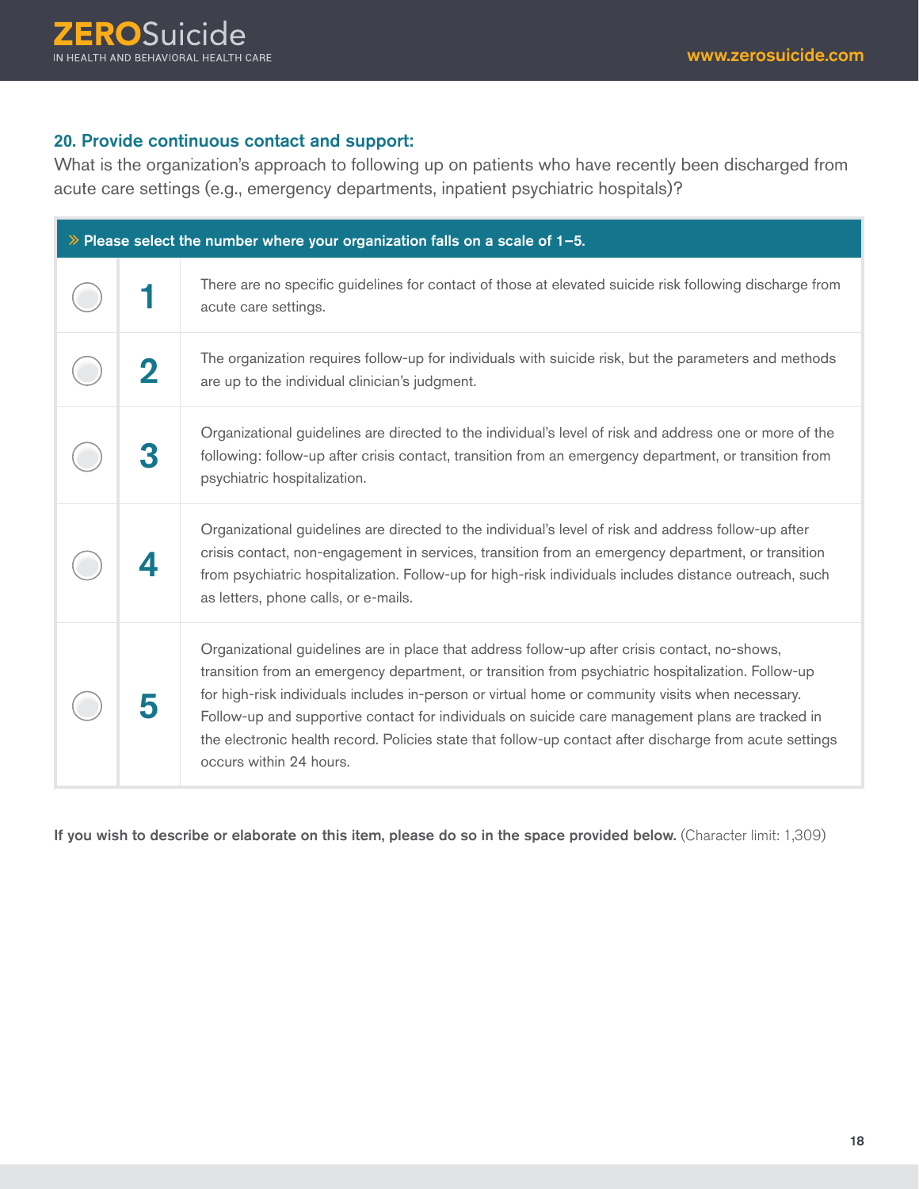## 20. Provide continuous contact and support:

What is the organization's approach to following up on patients who have recently been discharged from acute care settings (e.g., emergency departments, inpatient psychiatric hospitals)?

| » Please select the number where your organization falls on a scale of 1–5. | | |
|---|---|---|
| ○ | 1 | There are no specific guidelines for contact of those at elevated suicide risk following discharge from acute care settings. |
| ○ | 2 | The organization requires follow-up for individuals with suicide risk, but the parameters and methods are up to the individual clinician's judgment. |
| ○ | 3 | Organizational guidelines are directed to the individual's level of risk and address one or more of the following: follow-up after crisis contact, transition from an emergency department, or transition from psychiatric hospitalization. |
| ○ | 4 | Organizational guidelines are directed to the individual's level of risk and address follow-up after crisis contact, non-engagement in services, transition from an emergency department, or transition from psychiatric hospitalization. Follow-up for high-risk individuals includes distance outreach, such as letters, phone calls, or e-mails. |
| ○ | 5 | Organizational guidelines are in place that address follow-up after crisis contact, no-shows, transition from an emergency department, or transition from psychiatric hospitalization. Follow-up for high-risk individuals includes in-person or virtual home or community visits when necessary. Follow-up and supportive contact for individuals on suicide care management plans are tracked in the electronic health record. Policies state that follow-up contact after discharge from acute settings occurs within 24 hours. |

**If you wish to describe or elaborate on this item, please do so in the space provided below.** (Character limit: 1,309)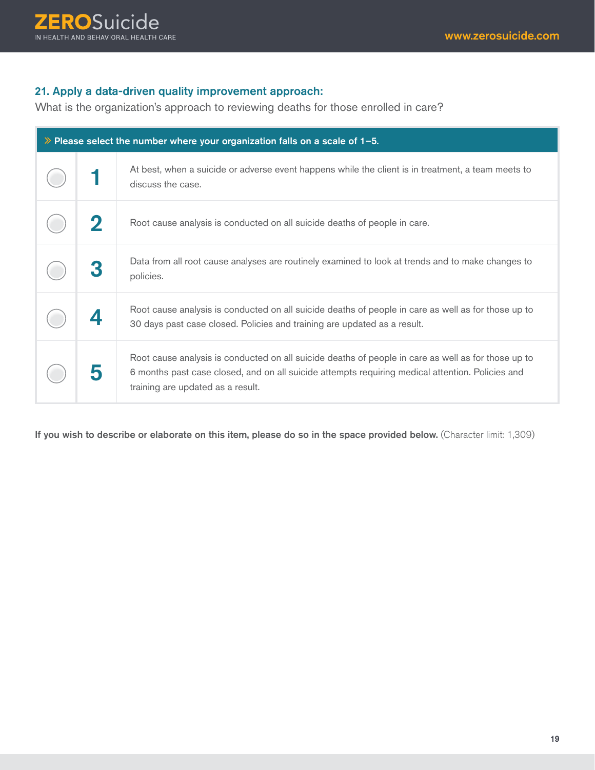### 21. Apply a data-driven quality improvement approach:

What is the organization's approach to reviewing deaths for those enrolled in care?

| » Please select the number where your organization falls on a scale of 1–5. | | |
|---|---|---|
| ○ | **1** | At best, when a suicide or adverse event happens while the client is in treatment, a team meets to discuss the case. |
| ○ | **2** | Root cause analysis is conducted on all suicide deaths of people in care. |
| ○ | **3** | Data from all root cause analyses are routinely examined to look at trends and to make changes to policies. |
| ○ | **4** | Root cause analysis is conducted on all suicide deaths of people in care as well as for those up to 30 days past case closed. Policies and training are updated as a result. |
| ○ | **5** | Root cause analysis is conducted on all suicide deaths of people in care as well as for those up to 6 months past case closed, and on all suicide attempts requiring medical attention. Policies and training are updated as a result. |

**If you wish to describe or elaborate on this item, please do so in the space provided below.** (Character limit: 1,309)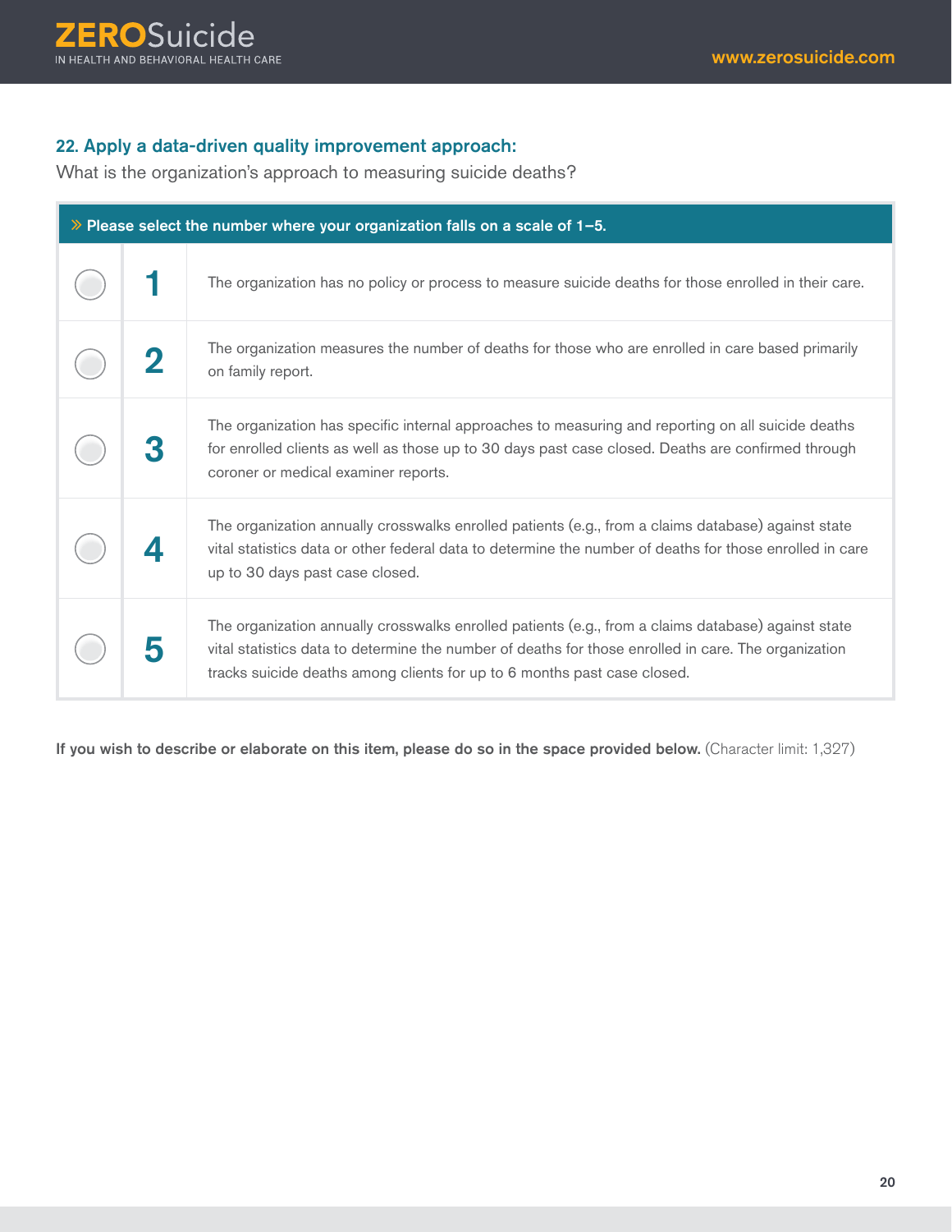### 22. Apply a data-driven quality improvement approach:

What is the organization's approach to measuring suicide deaths?

| » Please select the number where your organization falls on a scale of 1–5. | | |
|---|---|---|
| ○ | 1 | The organization has no policy or process to measure suicide deaths for those enrolled in their care. |
| ○ | 2 | The organization measures the number of deaths for those who are enrolled in care based primarily on family report. |
| ○ | 3 | The organization has specific internal approaches to measuring and reporting on all suicide deaths for enrolled clients as well as those up to 30 days past case closed. Deaths are confirmed through coroner or medical examiner reports. |
| ○ | 4 | The organization annually crosswalks enrolled patients (e.g., from a claims database) against state vital statistics data or other federal data to determine the number of deaths for those enrolled in care up to 30 days past case closed. |
| ○ | 5 | The organization annually crosswalks enrolled patients (e.g., from a claims database) against state vital statistics data to determine the number of deaths for those enrolled in care. The organization tracks suicide deaths among clients for up to 6 months past case closed. |

**If you wish to describe or elaborate on this item, please do so in the space provided below.** (Character limit: 1,327)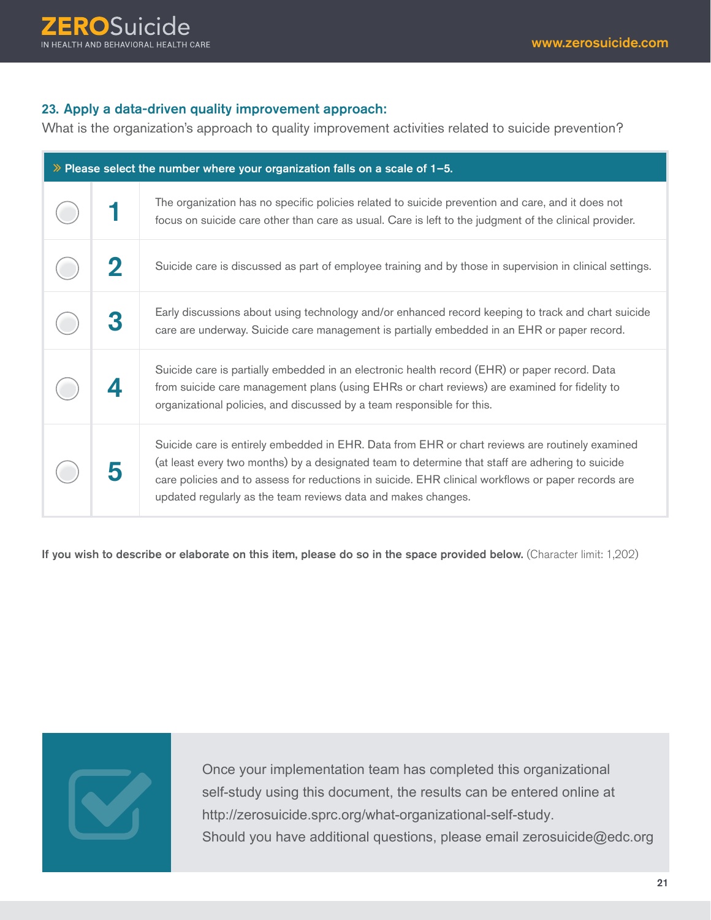### 23. Apply a data-driven quality improvement approach:

What is the organization's approach to quality improvement activities related to suicide prevention?

| » Please select the number where your organization falls on a scale of 1–5. | | |
|---|---|---|
| ○ | 1 | The organization has no specific policies related to suicide prevention and care, and it does not focus on suicide care other than care as usual. Care is left to the judgment of the clinical provider. |
| ○ | 2 | Suicide care is discussed as part of employee training and by those in supervision in clinical settings. |
| ○ | 3 | Early discussions about using technology and/or enhanced record keeping to track and chart suicide care are underway. Suicide care management is partially embedded in an EHR or paper record. |
| ○ | 4 | Suicide care is partially embedded in an electronic health record (EHR) or paper record. Data from suicide care management plans (using EHRs or chart reviews) are examined for fidelity to organizational policies, and discussed by a team responsible for this. |
| ○ | 5 | Suicide care is entirely embedded in EHR. Data from EHR or chart reviews are routinely examined (at least every two months) by a designated team to determine that staff are adhering to suicide care policies and to assess for reductions in suicide. EHR clinical workflows or paper records are updated regularly as the team reviews data and makes changes. |

**If you wish to describe or elaborate on this item, please do so in the space provided below.** (Character limit: 1,202)

Once your implementation team has completed this organizational self-study using this document, the results can be entered online at http://zerosuicide.sprc.org/what-organizational-self-study.
Should you have additional questions, please email zerosuicide@edc.org